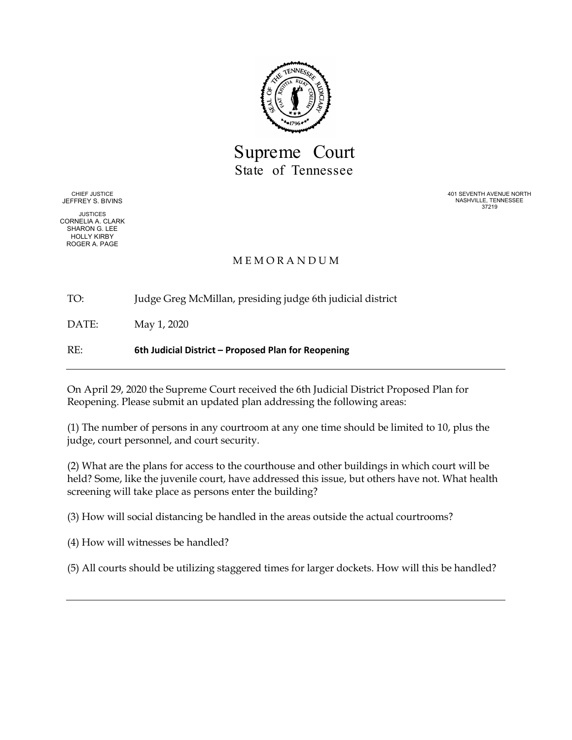# Supreme Court
## State of Tennessee

CHIEF JUSTICE
JEFFREY S. BIVINS

JUSTICES
CORNELIA A. CLARK
SHARON G. LEE
HOLLY KIRBY
ROGER A. PAGE

401 SEVENTH AVENUE NORTH
NASHVILLE, TENNESSEE
37219

M E M O R A N D U M

TO: Judge Greg McMillan, presiding judge 6th judicial district

DATE: May 1, 2020

RE: **6th Judicial District – Proposed Plan for Reopening**

---

On April 29, 2020 the Supreme Court received the 6th Judicial District Proposed Plan for Reopening. Please submit an updated plan addressing the following areas:

(1) The number of persons in any courtroom at any one time should be limited to 10, plus the judge, court personnel, and court security.

(2) What are the plans for access to the courthouse and other buildings in which court will be held? Some, like the juvenile court, have addressed this issue, but others have not. What health screening will take place as persons enter the building?

(3) How will social distancing be handled in the areas outside the actual courtrooms?

(4) How will witnesses be handled?

(5) All courts should be utilizing staggered times for larger dockets. How will this be handled?

---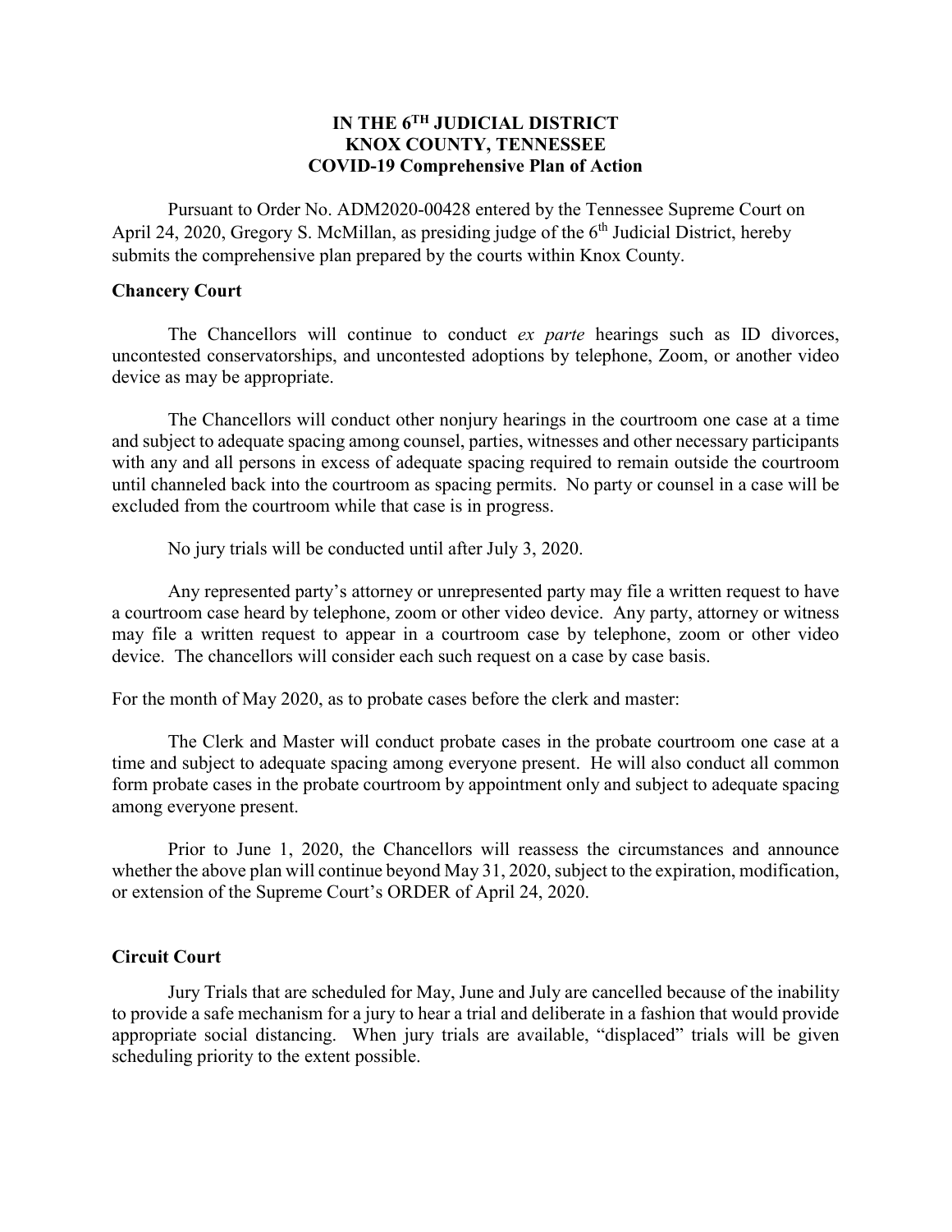**IN THE 6TH JUDICIAL DISTRICT**
**KNOX COUNTY, TENNESSEE**
**COVID-19 Comprehensive Plan of Action**

Pursuant to Order No. ADM2020-00428 entered by the Tennessee Supreme Court on April 24, 2020, Gregory S. McMillan, as presiding judge of the 6th Judicial District, hereby submits the comprehensive plan prepared by the courts within Knox County.

**Chancery Court**

The Chancellors will continue to conduct *ex parte* hearings such as ID divorces, uncontested conservatorships, and uncontested adoptions by telephone, Zoom, or another video device as may be appropriate.

The Chancellors will conduct other nonjury hearings in the courtroom one case at a time and subject to adequate spacing among counsel, parties, witnesses and other necessary participants with any and all persons in excess of adequate spacing required to remain outside the courtroom until channeled back into the courtroom as spacing permits. No party or counsel in a case will be excluded from the courtroom while that case is in progress.

No jury trials will be conducted until after July 3, 2020.

Any represented party's attorney or unrepresented party may file a written request to have a courtroom case heard by telephone, zoom or other video device. Any party, attorney or witness may file a written request to appear in a courtroom case by telephone, zoom or other video device. The chancellors will consider each such request on a case by case basis.

For the month of May 2020, as to probate cases before the clerk and master:

The Clerk and Master will conduct probate cases in the probate courtroom one case at a time and subject to adequate spacing among everyone present. He will also conduct all common form probate cases in the probate courtroom by appointment only and subject to adequate spacing among everyone present.

Prior to June 1, 2020, the Chancellors will reassess the circumstances and announce whether the above plan will continue beyond May 31, 2020, subject to the expiration, modification, or extension of the Supreme Court's ORDER of April 24, 2020.

**Circuit Court**

Jury Trials that are scheduled for May, June and July are cancelled because of the inability to provide a safe mechanism for a jury to hear a trial and deliberate in a fashion that would provide appropriate social distancing. When jury trials are available, "displaced" trials will be given scheduling priority to the extent possible.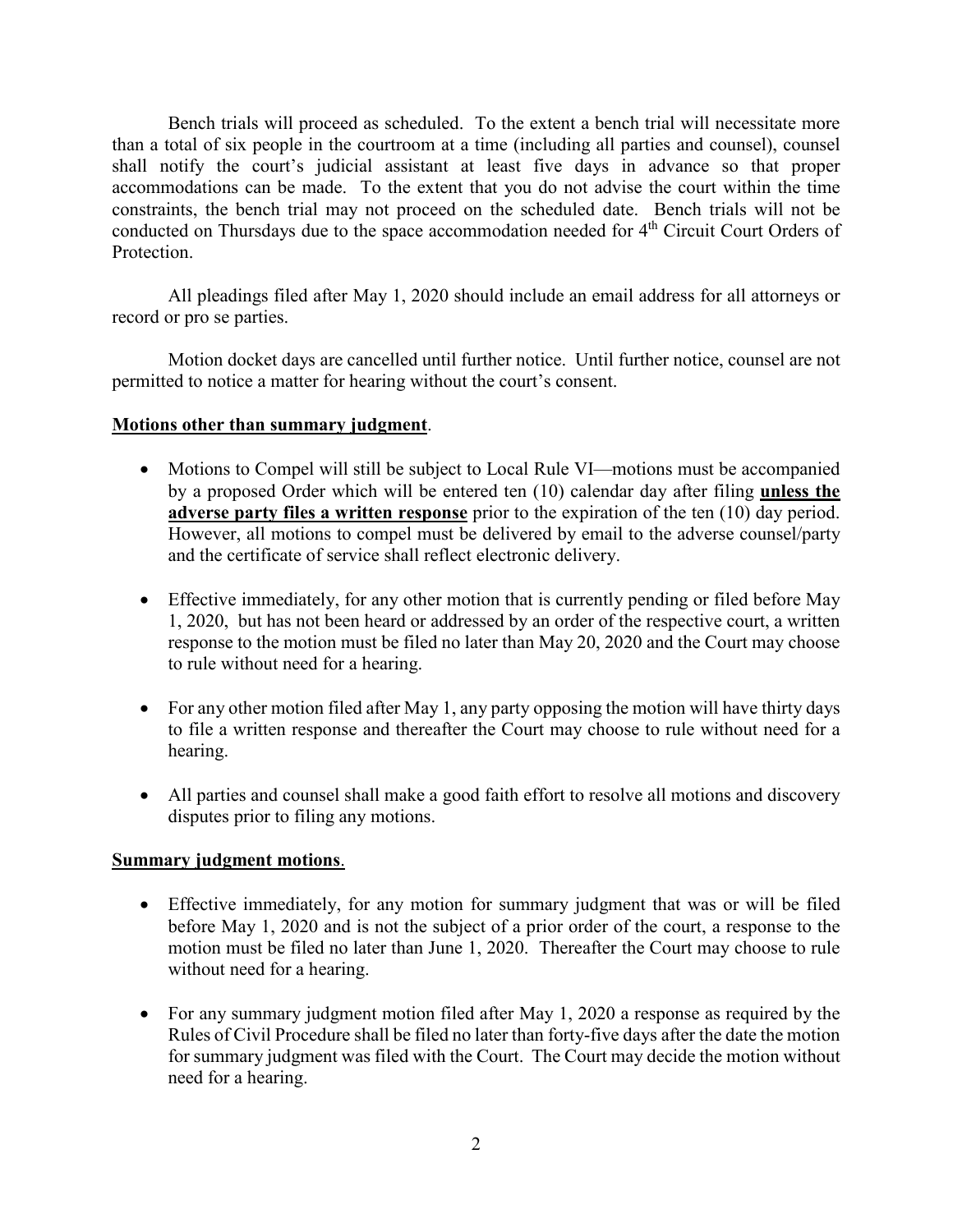Bench trials will proceed as scheduled. To the extent a bench trial will necessitate more than a total of six people in the courtroom at a time (including all parties and counsel), counsel shall notify the court's judicial assistant at least five days in advance so that proper accommodations can be made. To the extent that you do not advise the court within the time constraints, the bench trial may not proceed on the scheduled date. Bench trials will not be conducted on Thursdays due to the space accommodation needed for 4th Circuit Court Orders of Protection.

All pleadings filed after May 1, 2020 should include an email address for all attorneys or record or pro se parties.

Motion docket days are cancelled until further notice. Until further notice, counsel are not permitted to notice a matter for hearing without the court's consent.

**Motions other than summary judgment**.

- Motions to Compel will still be subject to Local Rule VI—motions must be accompanied by a proposed Order which will be entered ten (10) calendar day after filing **unless the adverse party files a written response** prior to the expiration of the ten (10) day period. However, all motions to compel must be delivered by email to the adverse counsel/party and the certificate of service shall reflect electronic delivery.
- Effective immediately, for any other motion that is currently pending or filed before May 1, 2020, but has not been heard or addressed by an order of the respective court, a written response to the motion must be filed no later than May 20, 2020 and the Court may choose to rule without need for a hearing.
- For any other motion filed after May 1, any party opposing the motion will have thirty days to file a written response and thereafter the Court may choose to rule without need for a hearing.
- All parties and counsel shall make a good faith effort to resolve all motions and discovery disputes prior to filing any motions.

**Summary judgment motions**.

- Effective immediately, for any motion for summary judgment that was or will be filed before May 1, 2020 and is not the subject of a prior order of the court, a response to the motion must be filed no later than June 1, 2020. Thereafter the Court may choose to rule without need for a hearing.
- For any summary judgment motion filed after May 1, 2020 a response as required by the Rules of Civil Procedure shall be filed no later than forty-five days after the date the motion for summary judgment was filed with the Court. The Court may decide the motion without need for a hearing.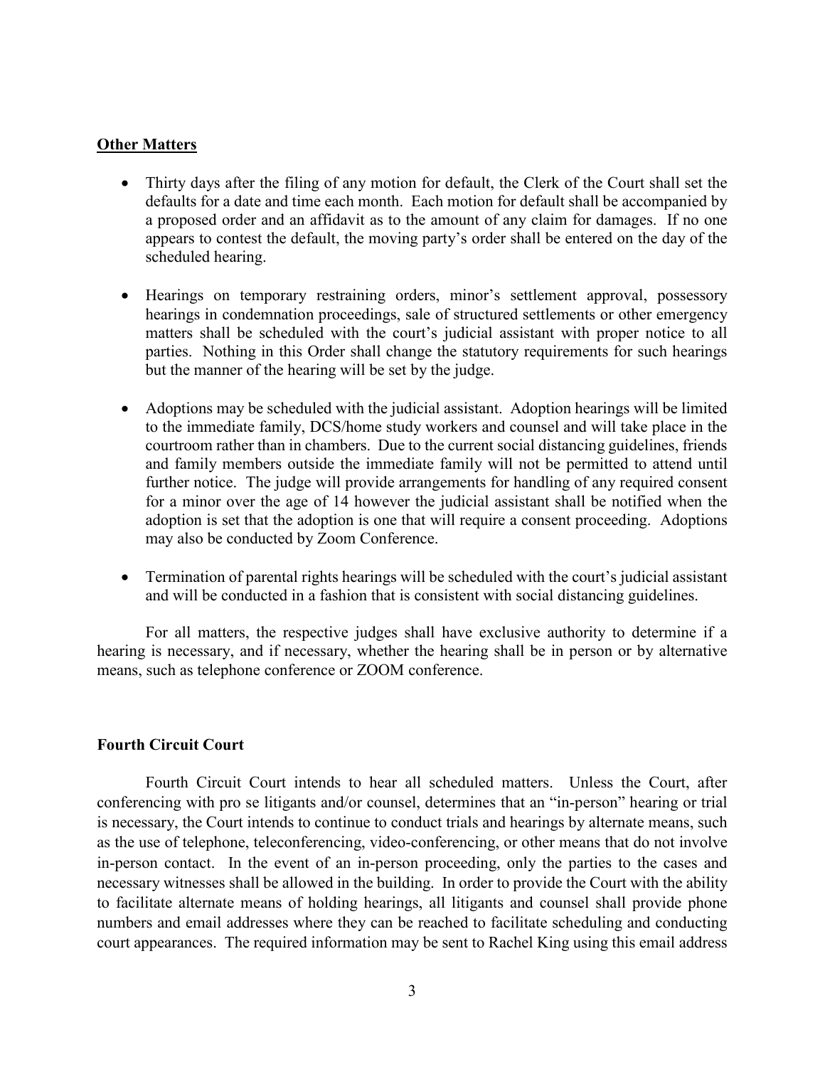**Other Matters**

- Thirty days after the filing of any motion for default, the Clerk of the Court shall set the defaults for a date and time each month. Each motion for default shall be accompanied by a proposed order and an affidavit as to the amount of any claim for damages. If no one appears to contest the default, the moving party's order shall be entered on the day of the scheduled hearing.

- Hearings on temporary restraining orders, minor's settlement approval, possessory hearings in condemnation proceedings, sale of structured settlements or other emergency matters shall be scheduled with the court's judicial assistant with proper notice to all parties. Nothing in this Order shall change the statutory requirements for such hearings but the manner of the hearing will be set by the judge.

- Adoptions may be scheduled with the judicial assistant. Adoption hearings will be limited to the immediate family, DCS/home study workers and counsel and will take place in the courtroom rather than in chambers. Due to the current social distancing guidelines, friends and family members outside the immediate family will not be permitted to attend until further notice. The judge will provide arrangements for handling of any required consent for a minor over the age of 14 however the judicial assistant shall be notified when the adoption is set that the adoption is one that will require a consent proceeding. Adoptions may also be conducted by Zoom Conference.

- Termination of parental rights hearings will be scheduled with the court's judicial assistant and will be conducted in a fashion that is consistent with social distancing guidelines.

For all matters, the respective judges shall have exclusive authority to determine if a hearing is necessary, and if necessary, whether the hearing shall be in person or by alternative means, such as telephone conference or ZOOM conference.

**Fourth Circuit Court**

Fourth Circuit Court intends to hear all scheduled matters. Unless the Court, after conferencing with pro se litigants and/or counsel, determines that an "in-person" hearing or trial is necessary, the Court intends to continue to conduct trials and hearings by alternate means, such as the use of telephone, teleconferencing, video-conferencing, or other means that do not involve in-person contact. In the event of an in-person proceeding, only the parties to the cases and necessary witnesses shall be allowed in the building. In order to provide the Court with the ability to facilitate alternate means of holding hearings, all litigants and counsel shall provide phone numbers and email addresses where they can be reached to facilitate scheduling and conducting court appearances. The required information may be sent to Rachel King using this email address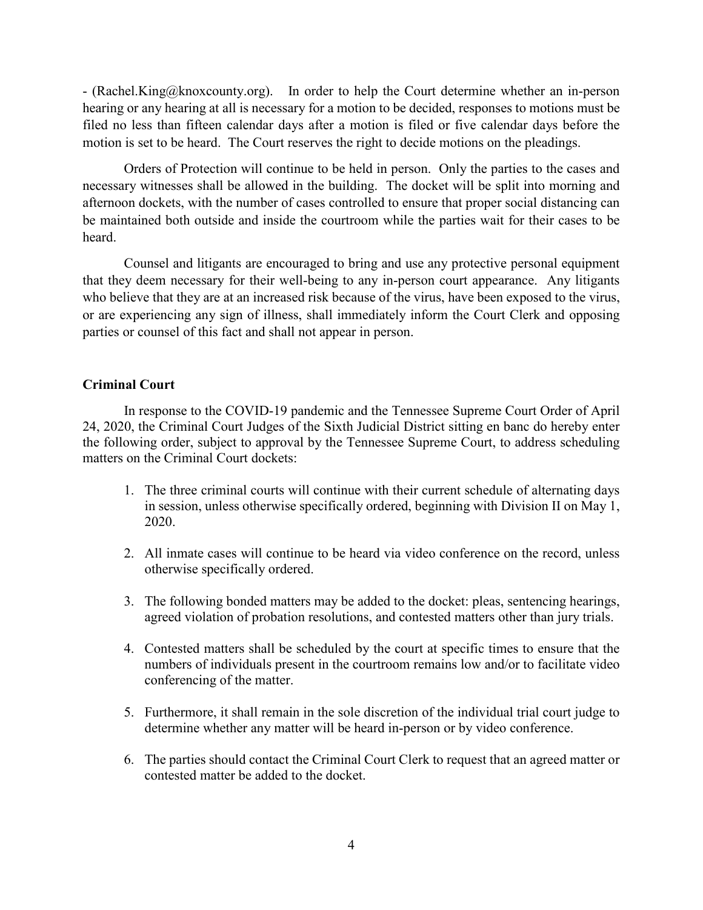- (Rachel.King@knoxcounty.org). In order to help the Court determine whether an in-person hearing or any hearing at all is necessary for a motion to be decided, responses to motions must be filed no less than fifteen calendar days after a motion is filed or five calendar days before the motion is set to be heard. The Court reserves the right to decide motions on the pleadings.

Orders of Protection will continue to be held in person. Only the parties to the cases and necessary witnesses shall be allowed in the building. The docket will be split into morning and afternoon dockets, with the number of cases controlled to ensure that proper social distancing can be maintained both outside and inside the courtroom while the parties wait for their cases to be heard.

Counsel and litigants are encouraged to bring and use any protective personal equipment that they deem necessary for their well-being to any in-person court appearance. Any litigants who believe that they are at an increased risk because of the virus, have been exposed to the virus, or are experiencing any sign of illness, shall immediately inform the Court Clerk and opposing parties or counsel of this fact and shall not appear in person.

**Criminal Court**

In response to the COVID-19 pandemic and the Tennessee Supreme Court Order of April 24, 2020, the Criminal Court Judges of the Sixth Judicial District sitting en banc do hereby enter the following order, subject to approval by the Tennessee Supreme Court, to address scheduling matters on the Criminal Court dockets:

1. The three criminal courts will continue with their current schedule of alternating days in session, unless otherwise specifically ordered, beginning with Division II on May 1, 2020.

2. All inmate cases will continue to be heard via video conference on the record, unless otherwise specifically ordered.

3. The following bonded matters may be added to the docket: pleas, sentencing hearings, agreed violation of probation resolutions, and contested matters other than jury trials.

4. Contested matters shall be scheduled by the court at specific times to ensure that the numbers of individuals present in the courtroom remains low and/or to facilitate video conferencing of the matter.

5. Furthermore, it shall remain in the sole discretion of the individual trial court judge to determine whether any matter will be heard in-person or by video conference.

6. The parties should contact the Criminal Court Clerk to request that an agreed matter or contested matter be added to the docket.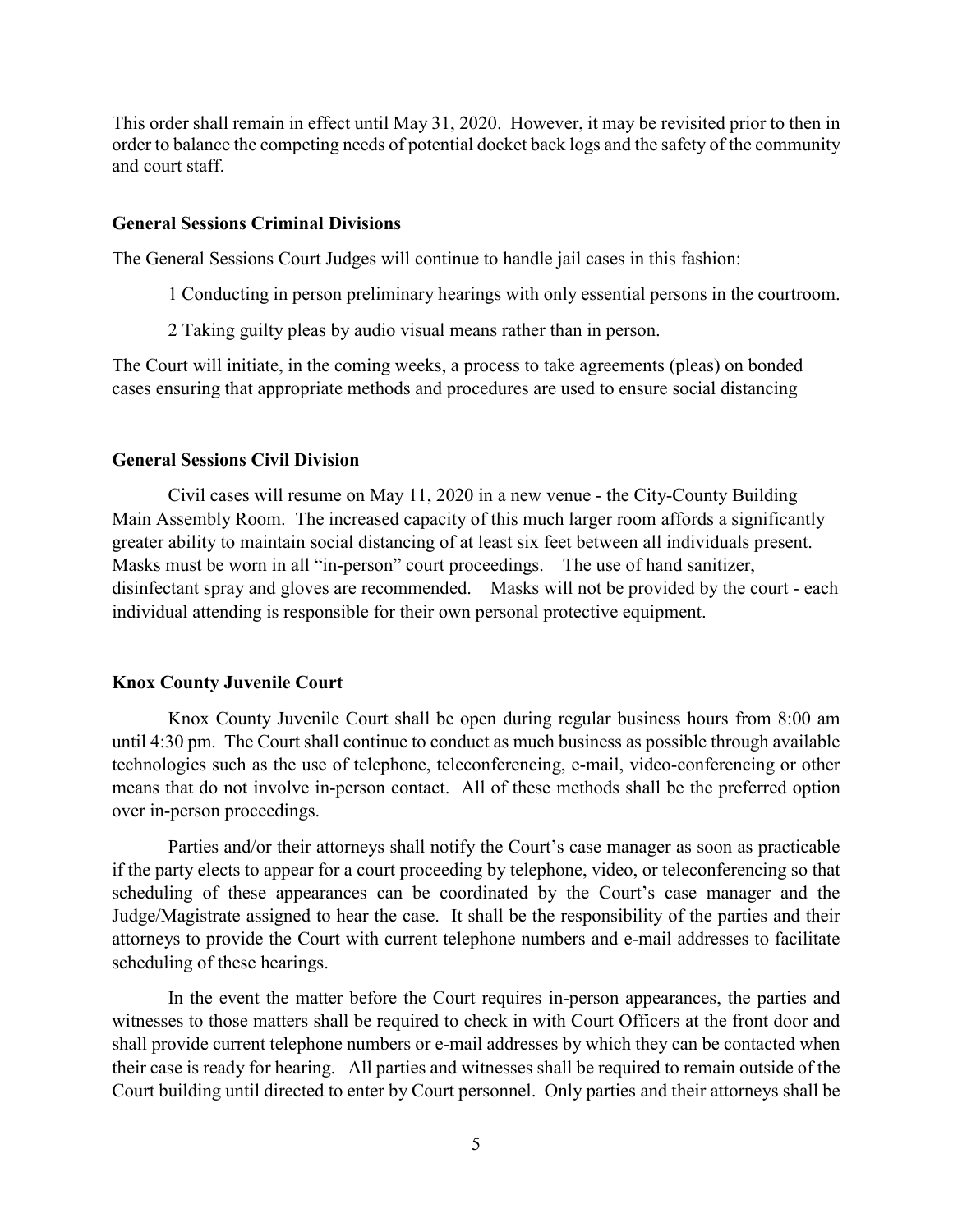This order shall remain in effect until May 31, 2020. However, it may be revisited prior to then in order to balance the competing needs of potential docket back logs and the safety of the community and court staff.

**General Sessions Criminal Divisions**

The General Sessions Court Judges will continue to handle jail cases in this fashion:

1 Conducting in person preliminary hearings with only essential persons in the courtroom.

2 Taking guilty pleas by audio visual means rather than in person.

The Court will initiate, in the coming weeks, a process to take agreements (pleas) on bonded cases ensuring that appropriate methods and procedures are used to ensure social distancing

**General Sessions Civil Division**

Civil cases will resume on May 11, 2020 in a new venue - the City-County Building Main Assembly Room. The increased capacity of this much larger room affords a significantly greater ability to maintain social distancing of at least six feet between all individuals present. Masks must be worn in all "in-person" court proceedings. The use of hand sanitizer, disinfectant spray and gloves are recommended. Masks will not be provided by the court - each individual attending is responsible for their own personal protective equipment.

**Knox County Juvenile Court**

Knox County Juvenile Court shall be open during regular business hours from 8:00 am until 4:30 pm. The Court shall continue to conduct as much business as possible through available technologies such as the use of telephone, teleconferencing, e-mail, video-conferencing or other means that do not involve in-person contact. All of these methods shall be the preferred option over in-person proceedings.

Parties and/or their attorneys shall notify the Court's case manager as soon as practicable if the party elects to appear for a court proceeding by telephone, video, or teleconferencing so that scheduling of these appearances can be coordinated by the Court's case manager and the Judge/Magistrate assigned to hear the case. It shall be the responsibility of the parties and their attorneys to provide the Court with current telephone numbers and e-mail addresses to facilitate scheduling of these hearings.

In the event the matter before the Court requires in-person appearances, the parties and witnesses to those matters shall be required to check in with Court Officers at the front door and shall provide current telephone numbers or e-mail addresses by which they can be contacted when their case is ready for hearing. All parties and witnesses shall be required to remain outside of the Court building until directed to enter by Court personnel. Only parties and their attorneys shall be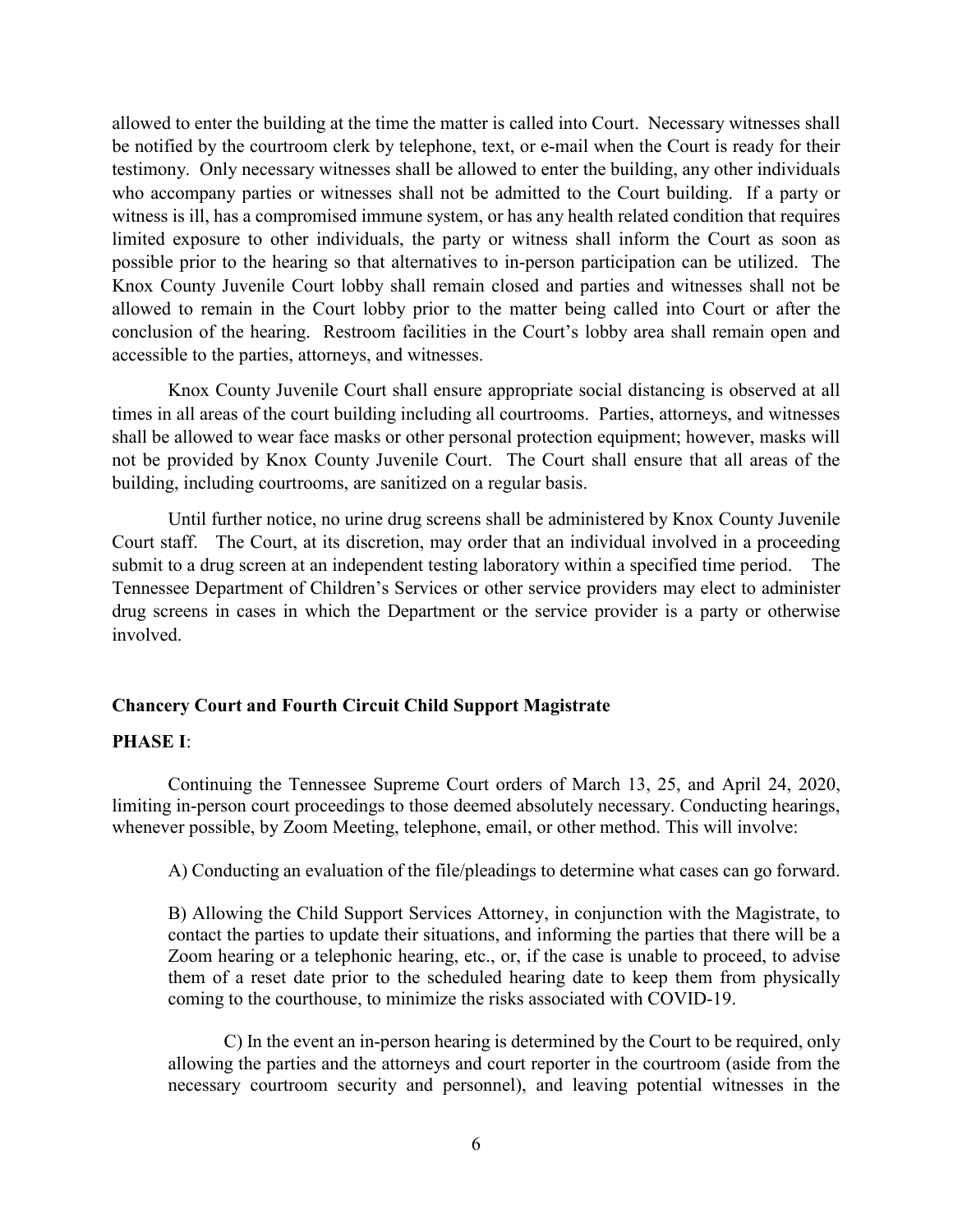allowed to enter the building at the time the matter is called into Court. Necessary witnesses shall be notified by the courtroom clerk by telephone, text, or e-mail when the Court is ready for their testimony. Only necessary witnesses shall be allowed to enter the building, any other individuals who accompany parties or witnesses shall not be admitted to the Court building. If a party or witness is ill, has a compromised immune system, or has any health related condition that requires limited exposure to other individuals, the party or witness shall inform the Court as soon as possible prior to the hearing so that alternatives to in-person participation can be utilized. The Knox County Juvenile Court lobby shall remain closed and parties and witnesses shall not be allowed to remain in the Court lobby prior to the matter being called into Court or after the conclusion of the hearing. Restroom facilities in the Court's lobby area shall remain open and accessible to the parties, attorneys, and witnesses.

Knox County Juvenile Court shall ensure appropriate social distancing is observed at all times in all areas of the court building including all courtrooms. Parties, attorneys, and witnesses shall be allowed to wear face masks or other personal protection equipment; however, masks will not be provided by Knox County Juvenile Court. The Court shall ensure that all areas of the building, including courtrooms, are sanitized on a regular basis.

Until further notice, no urine drug screens shall be administered by Knox County Juvenile Court staff. The Court, at its discretion, may order that an individual involved in a proceeding submit to a drug screen at an independent testing laboratory within a specified time period. The Tennessee Department of Children's Services or other service providers may elect to administer drug screens in cases in which the Department or the service provider is a party or otherwise involved.

**Chancery Court and Fourth Circuit Child Support Magistrate**

**PHASE I**:

Continuing the Tennessee Supreme Court orders of March 13, 25, and April 24, 2020, limiting in-person court proceedings to those deemed absolutely necessary. Conducting hearings, whenever possible, by Zoom Meeting, telephone, email, or other method. This will involve:

A) Conducting an evaluation of the file/pleadings to determine what cases can go forward.

B) Allowing the Child Support Services Attorney, in conjunction with the Magistrate, to contact the parties to update their situations, and informing the parties that there will be a Zoom hearing or a telephonic hearing, etc., or, if the case is unable to proceed, to advise them of a reset date prior to the scheduled hearing date to keep them from physically coming to the courthouse, to minimize the risks associated with COVID-19.

C) In the event an in-person hearing is determined by the Court to be required, only allowing the parties and the attorneys and court reporter in the courtroom (aside from the necessary courtroom security and personnel), and leaving potential witnesses in the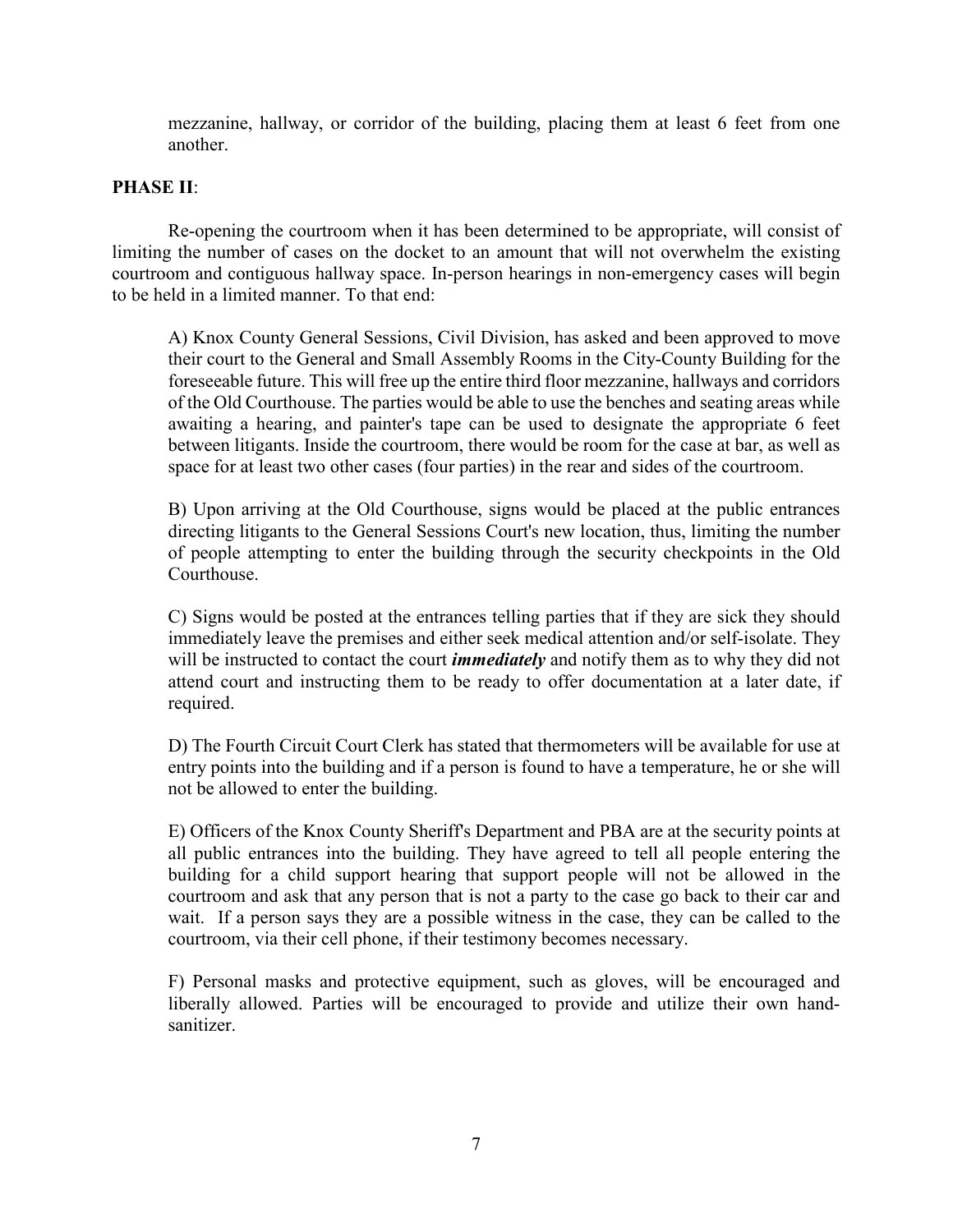mezzanine, hallway, or corridor of the building, placing them at least 6 feet from one another.

**PHASE II**:

Re-opening the courtroom when it has been determined to be appropriate, will consist of limiting the number of cases on the docket to an amount that will not overwhelm the existing courtroom and contiguous hallway space. In-person hearings in non-emergency cases will begin to be held in a limited manner. To that end:

A) Knox County General Sessions, Civil Division, has asked and been approved to move their court to the General and Small Assembly Rooms in the City-County Building for the foreseeable future. This will free up the entire third floor mezzanine, hallways and corridors of the Old Courthouse. The parties would be able to use the benches and seating areas while awaiting a hearing, and painter's tape can be used to designate the appropriate 6 feet between litigants. Inside the courtroom, there would be room for the case at bar, as well as space for at least two other cases (four parties) in the rear and sides of the courtroom.

B) Upon arriving at the Old Courthouse, signs would be placed at the public entrances directing litigants to the General Sessions Court's new location, thus, limiting the number of people attempting to enter the building through the security checkpoints in the Old Courthouse.

C) Signs would be posted at the entrances telling parties that if they are sick they should immediately leave the premises and either seek medical attention and/or self-isolate. They will be instructed to contact the court ***immediately*** and notify them as to why they did not attend court and instructing them to be ready to offer documentation at a later date, if required.

D) The Fourth Circuit Court Clerk has stated that thermometers will be available for use at entry points into the building and if a person is found to have a temperature, he or she will not be allowed to enter the building.

E) Officers of the Knox County Sheriff's Department and PBA are at the security points at all public entrances into the building. They have agreed to tell all people entering the building for a child support hearing that support people will not be allowed in the courtroom and ask that any person that is not a party to the case go back to their car and wait. If a person says they are a possible witness in the case, they can be called to the courtroom, via their cell phone, if their testimony becomes necessary.

F) Personal masks and protective equipment, such as gloves, will be encouraged and liberally allowed. Parties will be encouraged to provide and utilize their own hand-sanitizer.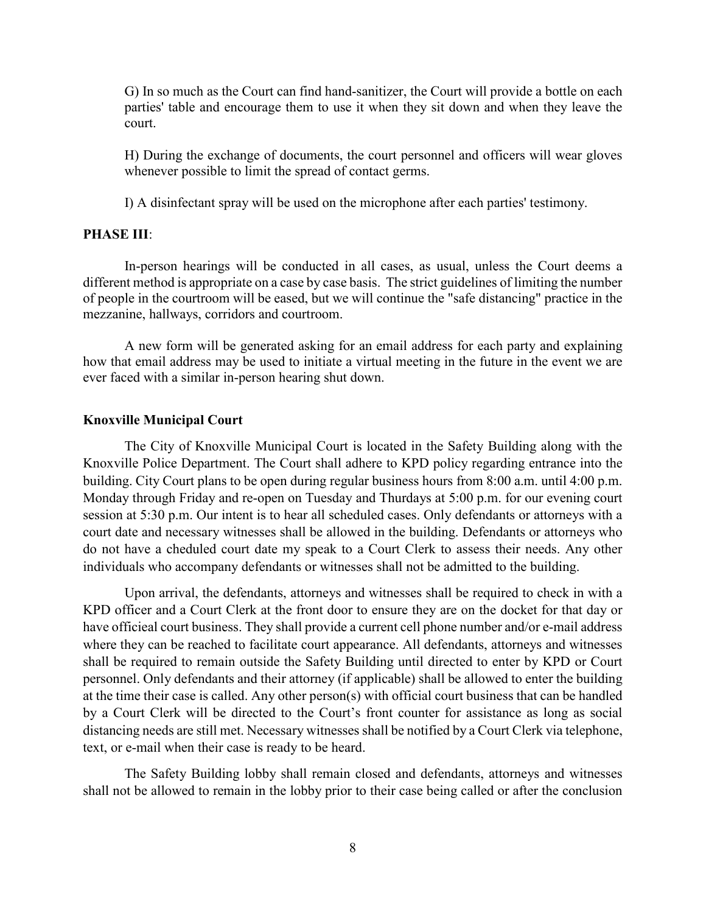G) In so much as the Court can find hand-sanitizer, the Court will provide a bottle on each parties' table and encourage them to use it when they sit down and when they leave the court.

H) During the exchange of documents, the court personnel and officers will wear gloves whenever possible to limit the spread of contact germs.

I) A disinfectant spray will be used on the microphone after each parties' testimony.

**PHASE III**:

In-person hearings will be conducted in all cases, as usual, unless the Court deems a different method is appropriate on a case by case basis. The strict guidelines of limiting the number of people in the courtroom will be eased, but we will continue the "safe distancing" practice in the mezzanine, hallways, corridors and courtroom.

A new form will be generated asking for an email address for each party and explaining how that email address may be used to initiate a virtual meeting in the future in the event we are ever faced with a similar in-person hearing shut down.

**Knoxville Municipal Court**

The City of Knoxville Municipal Court is located in the Safety Building along with the Knoxville Police Department. The Court shall adhere to KPD policy regarding entrance into the building. City Court plans to be open during regular business hours from 8:00 a.m. until 4:00 p.m. Monday through Friday and re-open on Tuesday and Thurdays at 5:00 p.m. for our evening court session at 5:30 p.m. Our intent is to hear all scheduled cases. Only defendants or attorneys with a court date and necessary witnesses shall be allowed in the building. Defendants or attorneys who do not have a cheduled court date my speak to a Court Clerk to assess their needs. Any other individuals who accompany defendants or witnesses shall not be admitted to the building.

Upon arrival, the defendants, attorneys and witnesses shall be required to check in with a KPD officer and a Court Clerk at the front door to ensure they are on the docket for that day or have officieal court business. They shall provide a current cell phone number and/or e-mail address where they can be reached to facilitate court appearance. All defendants, attorneys and witnesses shall be required to remain outside the Safety Building until directed to enter by KPD or Court personnel. Only defendants and their attorney (if applicable) shall be allowed to enter the building at the time their case is called. Any other person(s) with official court business that can be handled by a Court Clerk will be directed to the Court's front counter for assistance as long as social distancing needs are still met. Necessary witnesses shall be notified by a Court Clerk via telephone, text, or e-mail when their case is ready to be heard.

The Safety Building lobby shall remain closed and defendants, attorneys and witnesses shall not be allowed to remain in the lobby prior to their case being called or after the conclusion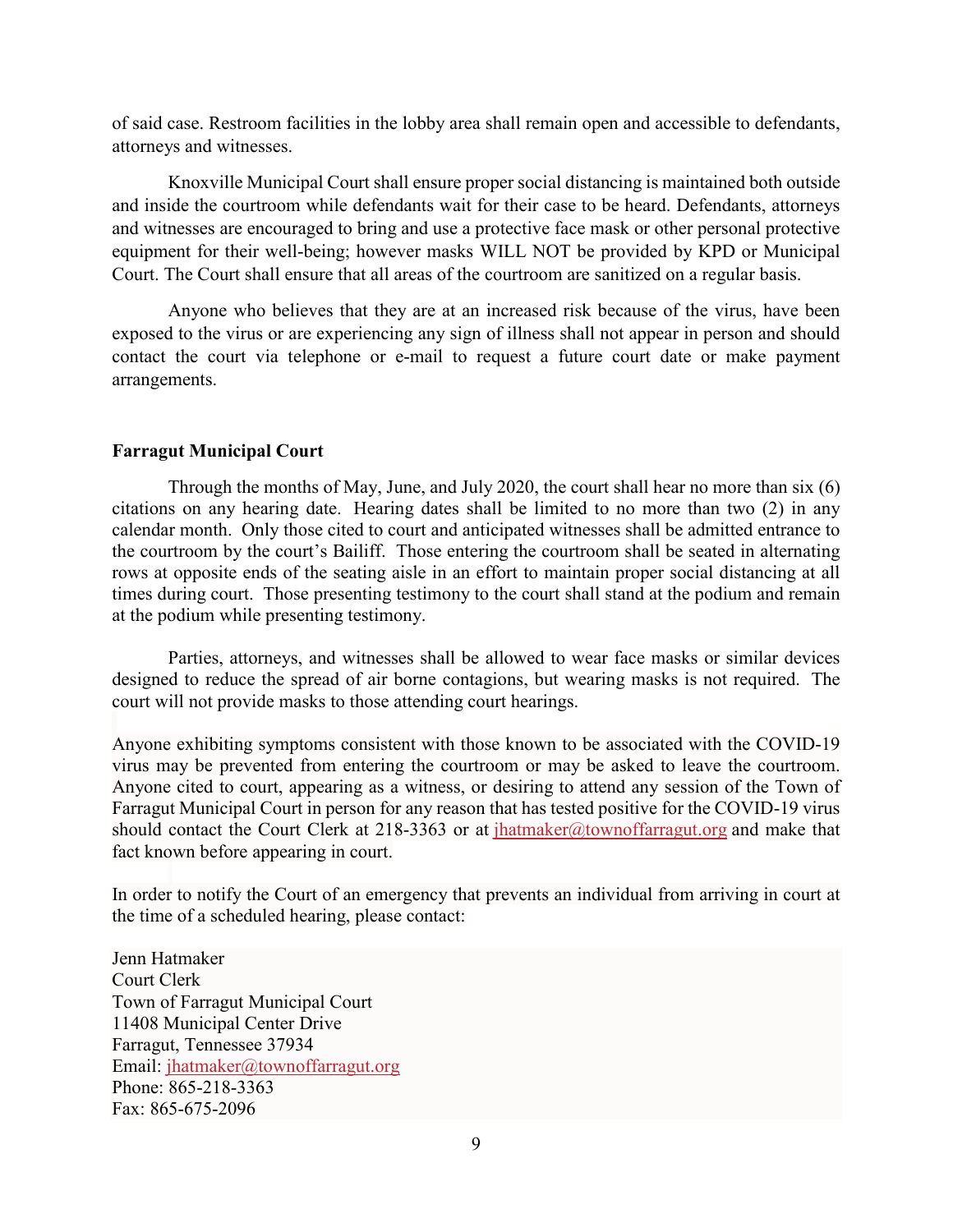of said case. Restroom facilities in the lobby area shall remain open and accessible to defendants, attorneys and witnesses.

Knoxville Municipal Court shall ensure proper social distancing is maintained both outside and inside the courtroom while defendants wait for their case to be heard. Defendants, attorneys and witnesses are encouraged to bring and use a protective face mask or other personal protective equipment for their well-being; however masks WILL NOT be provided by KPD or Municipal Court. The Court shall ensure that all areas of the courtroom are sanitized on a regular basis.

Anyone who believes that they are at an increased risk because of the virus, have been exposed to the virus or are experiencing any sign of illness shall not appear in person and should contact the court via telephone or e-mail to request a future court date or make payment arrangements.

**Farragut Municipal Court**

Through the months of May, June, and July 2020, the court shall hear no more than six (6) citations on any hearing date. Hearing dates shall be limited to no more than two (2) in any calendar month. Only those cited to court and anticipated witnesses shall be admitted entrance to the courtroom by the court's Bailiff. Those entering the courtroom shall be seated in alternating rows at opposite ends of the seating aisle in an effort to maintain proper social distancing at all times during court. Those presenting testimony to the court shall stand at the podium and remain at the podium while presenting testimony.

Parties, attorneys, and witnesses shall be allowed to wear face masks or similar devices designed to reduce the spread of air borne contagions, but wearing masks is not required. The court will not provide masks to those attending court hearings.

Anyone exhibiting symptoms consistent with those known to be associated with the COVID-19 virus may be prevented from entering the courtroom or may be asked to leave the courtroom. Anyone cited to court, appearing as a witness, or desiring to attend any session of the Town of Farragut Municipal Court in person for any reason that has tested positive for the COVID-19 virus should contact the Court Clerk at 218-3363 or at jhatmaker@townoffarragut.org and make that fact known before appearing in court.

In order to notify the Court of an emergency that prevents an individual from arriving in court at the time of a scheduled hearing, please contact:

Jenn Hatmaker  
Court Clerk  
Town of Farragut Municipal Court  
11408 Municipal Center Drive  
Farragut, Tennessee 37934  
Email: jhatmaker@townoffarragut.org  
Phone: 865-218-3363  
Fax: 865-675-2096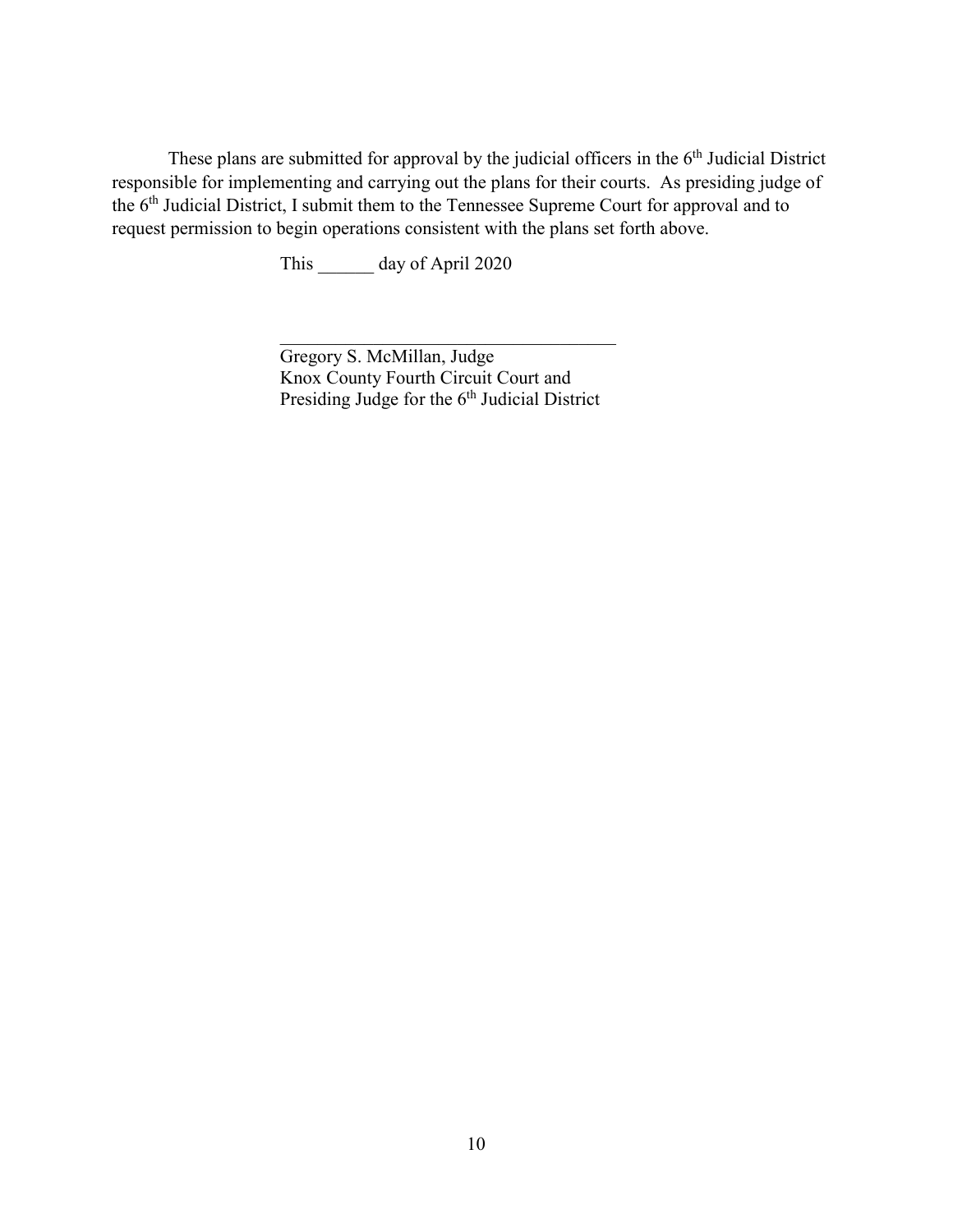These plans are submitted for approval by the judicial officers in the 6th Judicial District responsible for implementing and carrying out the plans for their courts. As presiding judge of the 6th Judicial District, I submit them to the Tennessee Supreme Court for approval and to request permission to begin operations consistent with the plans set forth above.

This ______ day of April 2020

_____________________________________

Gregory S. McMillan, Judge
Knox County Fourth Circuit Court and
Presiding Judge for the 6th Judicial District